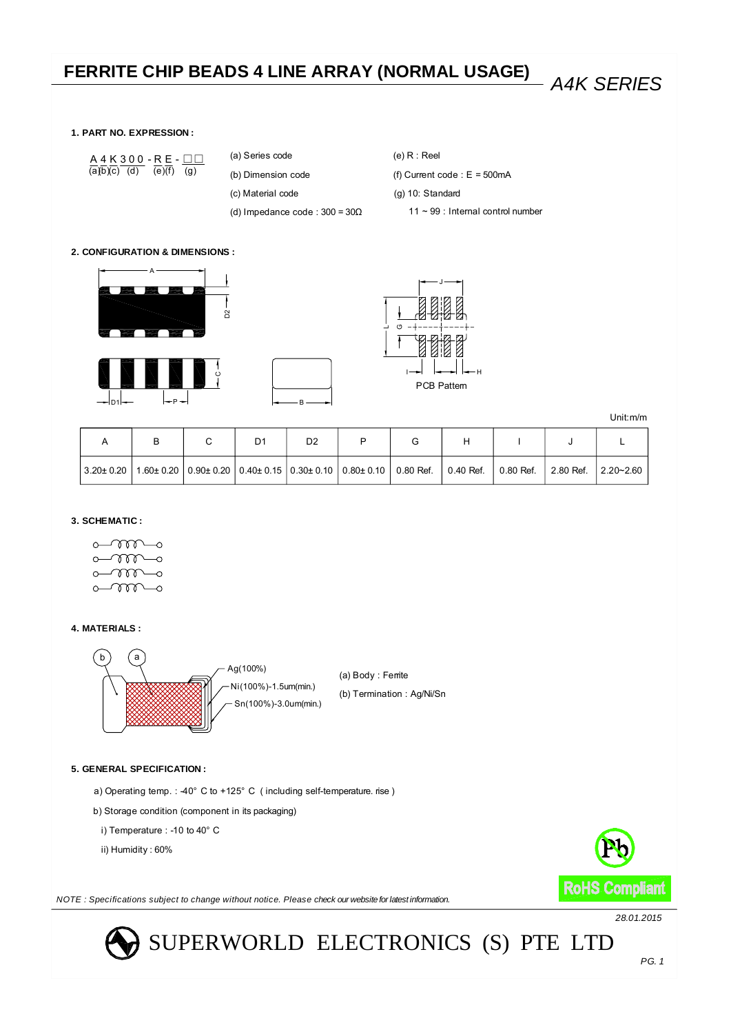# FERRITE CHIP BEADS 4 LINE ARRAY (NORMAL USAGE)

*A4K SERIES*

## 1. PART NO. EXPRESSION :

A 4 K 3 0 0 - R E - □□
(a)(b)(c) (d) (e)(f) (g)

(a) Series code

(b) Dimension code

(c) Material code

(d) Impedance code : 300 = 30Ω

(e) R : Reel

(f) Current code : E = 500mA

(g) 10: Standard

11 ~ 99 : Internal control number

## 2. CONFIGURATION & DIMENSIONS :

PCB Pattern

Unit:m/m

| A | B | C | D1 | D2 | P | G | H | I | J | L |
|---|---|---|---|---|---|---|---|---|---|---|
| 3.20± 0.20 | 1.60± 0.20 | 0.90± 0.20 | 0.40± 0.15 | 0.30± 0.10 | 0.80± 0.10 | 0.80 Ref. | 0.40 Ref. | 0.80 Ref. | 2.80 Ref. | 2.20~2.60 |

## 3. SCHEMATIC :

## 4. MATERIALS :

Ag(100%)

Ni(100%)-1.5um(min.)

Sn(100%)-3.0um(min.)

(a) Body : Ferrite

(b) Termination : Ag/Ni/Sn

## 5. GENERAL SPECIFICATION :

a) Operating temp. : -40° C to +125° C ( including self-temperature. rise )

b) Storage condition (component in its packaging)

i) Temperature : -10 to 40° C

ii) Humidity : 60%

RoHS Compliant

*NOTE : Specifications subject to change without notice. Please check our website for latest information.*

*28.01.2015*

SUPERWORLD ELECTRONICS (S) PTE LTD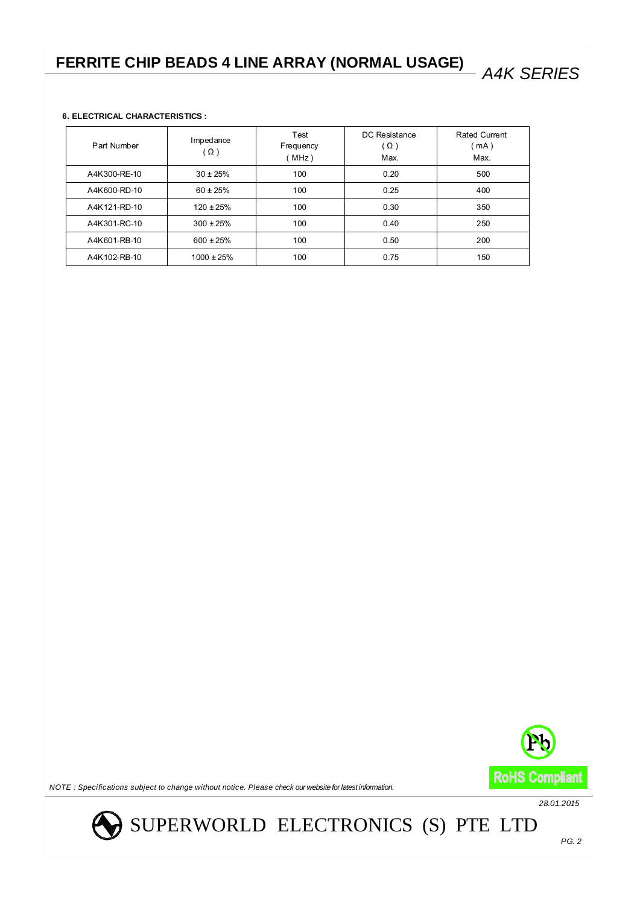**6. ELECTRICAL CHARACTERISTICS :**

| Part Number | Impedance ( Ω ) | Test Frequency ( MHz ) | DC Resistance ( Ω ) Max. | Rated Current ( mA ) Max. |
|---|---|---|---|---|
| A4K300-RE-10 | 30 ± 25% | 100 | 0.20 | 500 |
| A4K600-RD-10 | 60 ± 25% | 100 | 0.25 | 400 |
| A4K121-RD-10 | 120 ± 25% | 100 | 0.30 | 350 |
| A4K301-RC-10 | 300 ± 25% | 100 | 0.40 | 250 |
| A4K601-RB-10 | 600 ± 25% | 100 | 0.50 | 200 |
| A4K102-RB-10 | 1000 ± 25% | 100 | 0.75 | 150 |

*NOTE : Specifications subject to change without notice. Please check our website for latest information.*

*28.01.2015*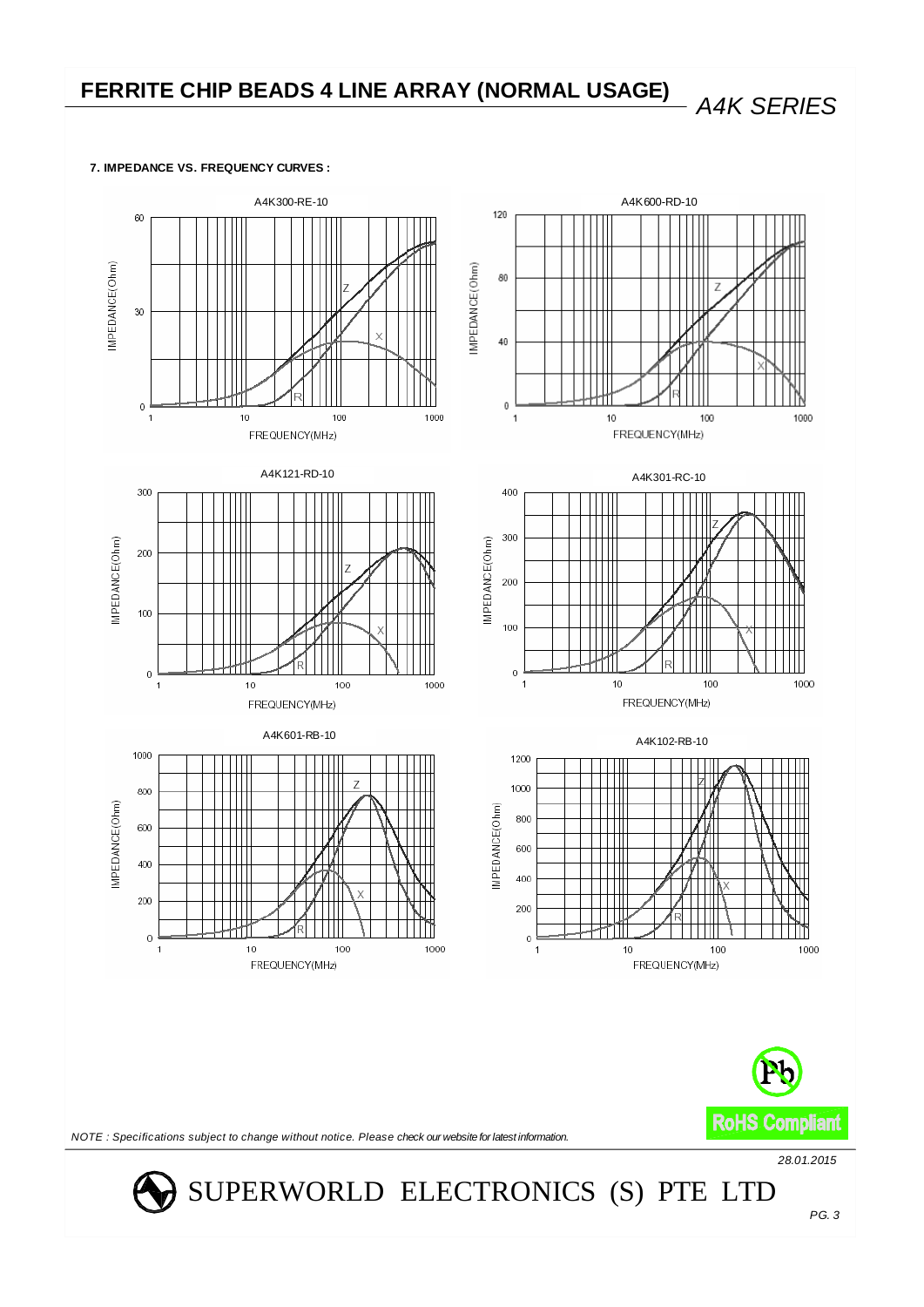# FERRITE CHIP BEADS 4 LINE ARRAY (NORMAL USAGE)

*A4K SERIES*

**7. IMPEDANCE VS. FREQUENCY CURVES :**

A4K300-RE-10

A4K600-RD-10

A4K121-RD-10

A4K301-RC-10

A4K601-RB-10

A4K102-RB-10

RoHS Compliant

*NOTE : Specifications subject to change without notice. Please check our website for latest information.*

*28.01.2015*

SUPERWORLD ELECTRONICS (S) PTE LTD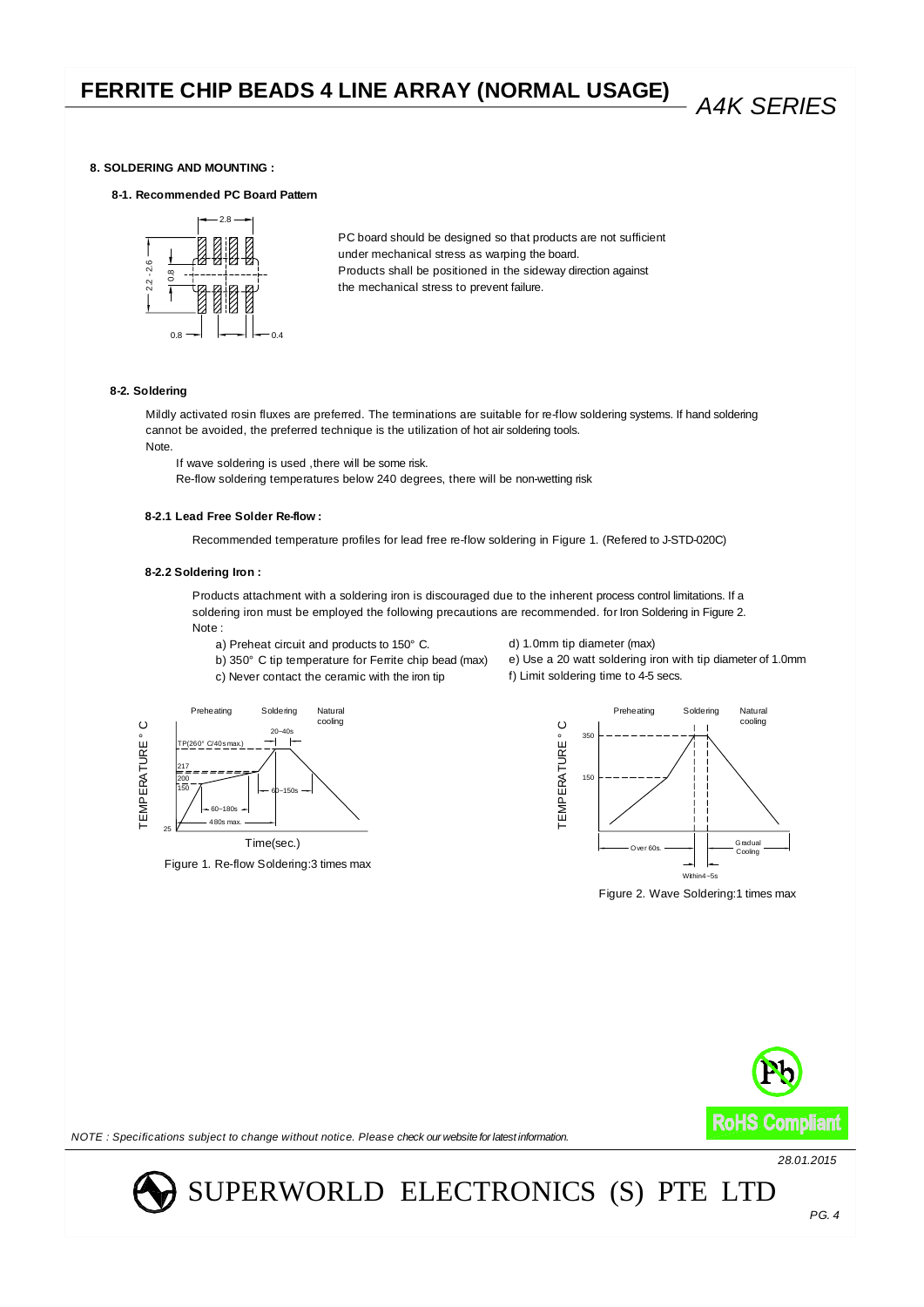# FERRITE CHIP BEADS 4 LINE ARRAY (NORMAL USAGE)

*A4K SERIES*

### 8. SOLDERING AND MOUNTING :

#### 8-1. Recommended PC Board Pattern

PC board should be designed so that products are not sufficient under mechanical stress as warping the board.
Products shall be positioned in the sideway direction against the mechanical stress to prevent failure.

#### 8-2. Soldering

Mildly activated rosin fluxes are preferred. The terminations are suitable for re-flow soldering systems. If hand soldering cannot be avoided, the preferred technique is the utilization of hot air soldering tools.
Note.

If wave soldering is used ,there will be some risk.
Re-flow soldering temperatures below 240 degrees, there will be non-wetting risk

**8-2.1 Lead Free Solder Re-flow :**

Recommended temperature profiles for lead free re-flow soldering in Figure 1. (Refered to J-STD-020C)

**8-2.2 Soldering Iron :**

Products attachment with a soldering iron is discouraged due to the inherent process control limitations. If a soldering iron must be employed the following precautions are recommended. for Iron Soldering in Figure 2.
Note :

a) Preheat circuit and products to 150° C.
b) 350° C tip temperature for Ferrite chip bead (max)
c) Never contact the ceramic with the iron tip
d) 1.0mm tip diameter (max)
e) Use a 20 watt soldering iron with tip diameter of 1.0mm
f) Limit soldering time to 4-5 secs.

Figure 1. Re-flow Soldering:3 times max

Figure 2. Wave Soldering:1 times max

*NOTE : Specifications subject to change without notice. Please check our website for latest information.*

28.01.2015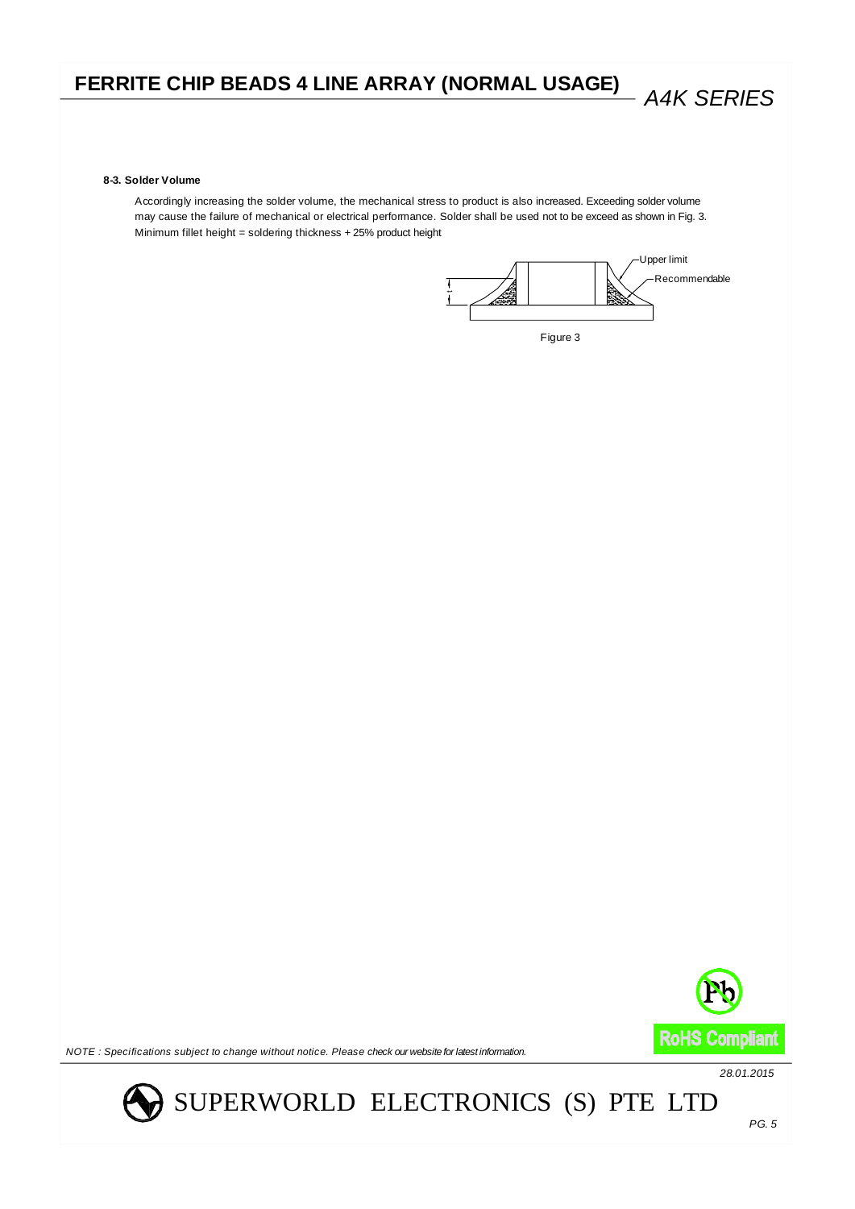**8-3. Solder Volume**

Accordingly increasing the solder volume, the mechanical stress to product is also increased. Exceeding solder volume may cause the failure of mechanical or electrical performance. Solder shall be used not to be exceed as shown in Fig. 3.
Minimum fillet height = soldering thickness + 25% product height

Upper limit

Recommendable

Figure 3

*NOTE : Specifications subject to change without notice. Please check our website for latest information.*

*28.01.2015*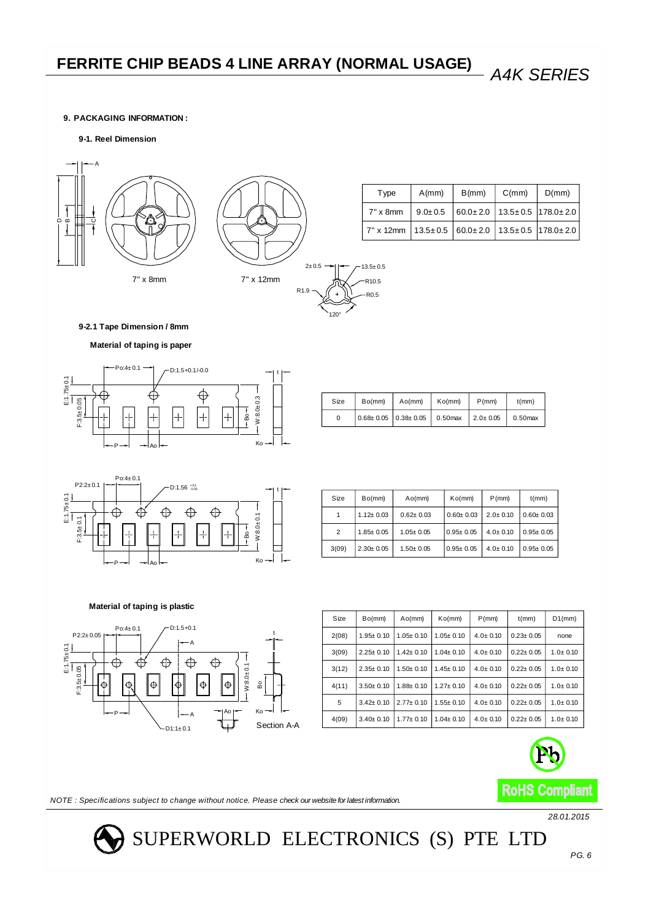# FERRITE CHIP BEADS 4 LINE ARRAY (NORMAL USAGE)

*A4K SERIES*

**9. PACKAGING INFORMATION :**

**9-1. Reel Dimension**

7" x 8mm

7" x 12mm

| Type | A(mm) | B(mm) | C(mm) | D(mm) |
|---|---|---|---|---|
| 7" x 8mm | 9.0± 0.5 | 60.0± 2.0 | 13.5± 0.5 | 178.0± 2.0 |
| 7" x 12mm | 13.5± 0.5 | 60.0± 2.0 | 13.5± 0.5 | 178.0± 2.0 |

**9-2.1 Tape Dimension / 8mm**

**Material of taping is paper**

| Size | Bo(mm) | Ao(mm) | Ko(mm) | P(mm) | t(mm) |
|---|---|---|---|---|---|
| 0 | 0.68± 0.05 | 0.38± 0.05 | 0.50max | 2.0± 0.05 | 0.50max |

| Size | Bo(mm) | Ao(mm) | Ko(mm) | P(mm) | t(mm) |
|---|---|---|---|---|---|
| 1 | 1.12± 0.03 | 0.62± 0.03 | 0.60± 0.03 | 2.0± 0.10 | 0.60± 0.03 |
| 2 | 1.85± 0.05 | 1.05± 0.05 | 0.95± 0.05 | 4.0± 0.10 | 0.95± 0.05 |
| 3(09) | 2.30± 0.05 | 1.50± 0.05 | 0.95± 0.05 | 4.0± 0.10 | 0.95± 0.05 |

**Material of taping is plastic**

| Size | Bo(mm) | Ao(mm) | Ko(mm) | P(mm) | t(mm) | D1(mm) |
|---|---|---|---|---|---|---|
| 2(08) | 1.95± 0.10 | 1.05± 0.10 | 1.05± 0.10 | 4.0± 0.10 | 0.23± 0.05 | none |
| 3(09) | 2.25± 0.10 | 1.42± 0.10 | 1.04± 0.10 | 4.0± 0.10 | 0.22± 0.05 | 1.0± 0.10 |
| 3(12) | 2.35± 0.10 | 1.50± 0.10 | 1.45± 0.10 | 4.0± 0.10 | 0.22± 0.05 | 1.0± 0.10 |
| 4(11) | 3.50± 0.10 | 1.88± 0.10 | 1.27± 0.10 | 4.0± 0.10 | 0.22± 0.05 | 1.0± 0.10 |
| 5 | 3.42± 0.10 | 2.77± 0.10 | 1.55± 0.10 | 4.0± 0.10 | 0.22± 0.05 | 1.0± 0.10 |
| 4(09) | 3.40± 0.10 | 1.77± 0.10 | 1.04± 0.10 | 4.0± 0.10 | 0.22± 0.05 | 1.0± 0.10 |

RoHS Compliant

*NOTE : Specifications subject to change without notice. Please check our website for latest information.*

*28.01.2015*

SUPERWORLD ELECTRONICS (S) PTE LTD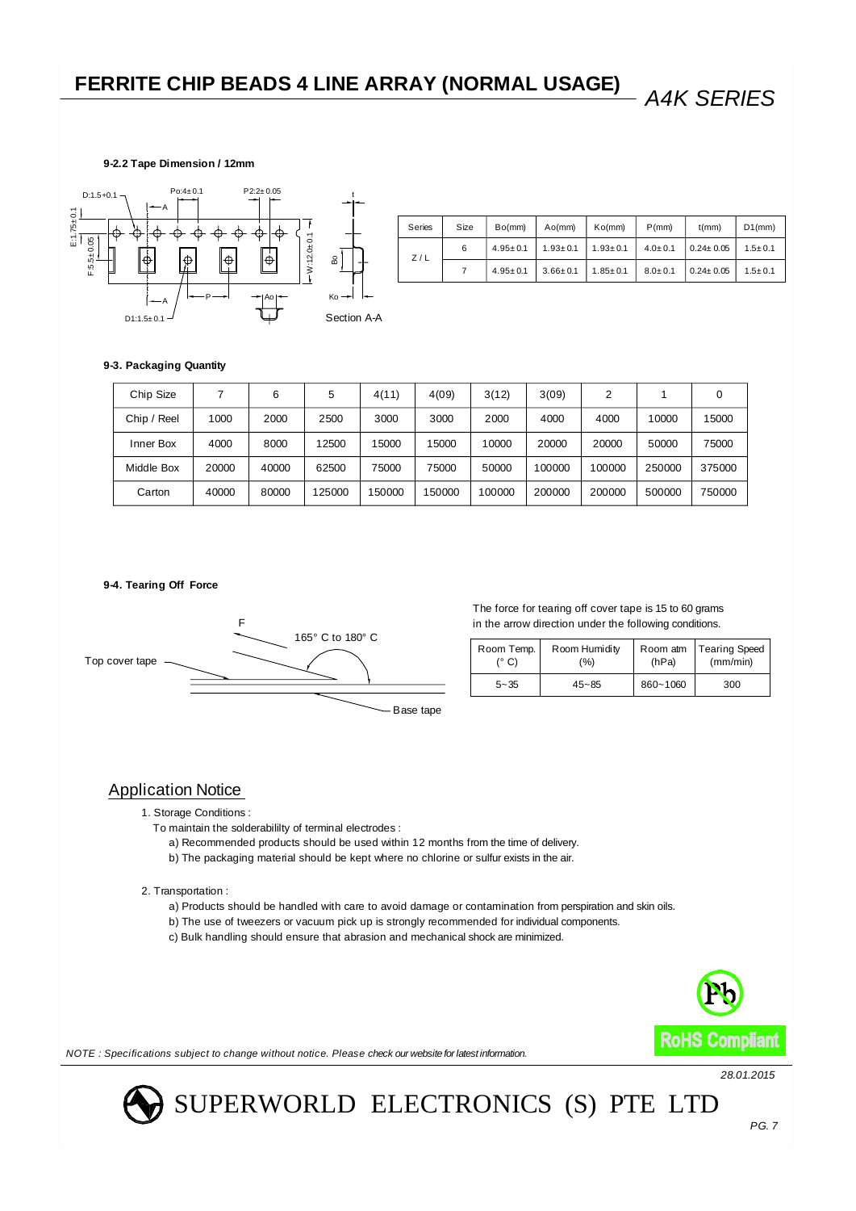# FERRITE CHIP BEADS 4 LINE ARRAY (NORMAL USAGE)

*A4K SERIES*

**9-2.2 Tape Dimension / 12mm**

D:1.5+0.1
Po:4±0.1
P2:2±0.05
E:1.75±0.1
F:5.5±0.05
W:12.0±0.1
A
P
Ao
D1:1.5±0.1
t
Bo
Ko
Section A-A

| Series | Size | Bo(mm) | Ao(mm) | Ko(mm) | P(mm) | t(mm) | D1(mm) |
|---|---|---|---|---|---|---|---|
| Z / L | 6 | 4.95±0.1 | 1.93±0.1 | 1.93±0.1 | 4.0±0.1 | 0.24±0.05 | 1.5±0.1 |
| | 7 | 4.95±0.1 | 3.66±0.1 | 1.85±0.1 | 8.0±0.1 | 0.24±0.05 | 1.5±0.1 |

**9-3. Packaging Quantity**

| Chip Size | 7 | 6 | 5 | 4(11) | 4(09) | 3(12) | 3(09) | 2 | 1 | 0 |
|---|---|---|---|---|---|---|---|---|---|---|
| Chip / Reel | 1000 | 2000 | 2500 | 3000 | 3000 | 2000 | 4000 | 4000 | 10000 | 15000 |
| Inner Box | 4000 | 8000 | 12500 | 15000 | 15000 | 10000 | 20000 | 20000 | 50000 | 75000 |
| Middle Box | 20000 | 40000 | 62500 | 75000 | 75000 | 50000 | 100000 | 100000 | 250000 | 375000 |
| Carton | 40000 | 80000 | 125000 | 150000 | 150000 | 100000 | 200000 | 200000 | 500000 | 750000 |

**9-4. Tearing Off Force**

F
165° C to 180° C
Top cover tape
Base tape

The force for tearing off cover tape is 15 to 60 grams in the arrow direction under the following conditions.

| Room Temp. (° C) | Room Humidity (%) | Room atm (hPa) | Tearing Speed (mm/min) |
|---|---|---|---|
| 5~35 | 45~85 | 860~1060 | 300 |

## Application Notice

1. Storage Conditions :
   To maintain the solderabililty of terminal electrodes :
   a) Recommended products should be used within 12 months from the time of delivery.
   b) The packaging material should be kept where no chlorine or sulfur exists in the air.

2. Transportation :
   a) Products should be handled with care to avoid damage or contamination from perspiration and skin oils.
   b) The use of tweezers or vacuum pick up is strongly recommended for individual components.
   c) Bulk handling should ensure that abrasion and mechanical shock are minimized.

RoHS Compliant

*NOTE : Specifications subject to change without notice. Please check our website for latest information.*

*28.01.2015*

SUPERWORLD ELECTRONICS (S) PTE LTD